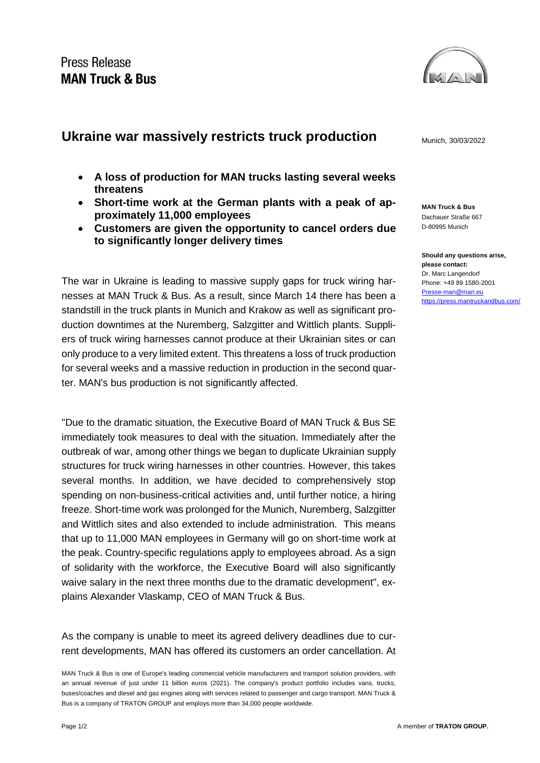Press Release
**MAN Truck & Bus**

# Ukraine war massively restricts truck production

Munich, 30/03/2022

- **A loss of production for MAN trucks lasting several weeks threatens**
- **Short-time work at the German plants with a peak of approximately 11,000 employees**
- **Customers are given the opportunity to cancel orders due to significantly longer delivery times**

**MAN Truck & Bus**
Dachauer Straße 667
D-80995 Munich

**Should any questions arise, please contact:**
Dr. Marc Langendorf
Phone: +49 89 1580-2001
Presse-man@man.eu
https://press.mantruckandbus.com/

The war in Ukraine is leading to massive supply gaps for truck wiring harnesses at MAN Truck & Bus. As a result, since March 14 there has been a standstill in the truck plants in Munich and Krakow as well as significant production downtimes at the Nuremberg, Salzgitter and Wittlich plants. Suppliers of truck wiring harnesses cannot produce at their Ukrainian sites or can only produce to a very limited extent. This threatens a loss of truck production for several weeks and a massive reduction in production in the second quarter. MAN's bus production is not significantly affected.

"Due to the dramatic situation, the Executive Board of MAN Truck & Bus SE immediately took measures to deal with the situation. Immediately after the outbreak of war, among other things we began to duplicate Ukrainian supply structures for truck wiring harnesses in other countries. However, this takes several months. In addition, we have decided to comprehensively stop spending on non-business-critical activities and, until further notice, a hiring freeze. Short-time work was prolonged for the Munich, Nuremberg, Salzgitter and Wittlich sites and also extended to include administration. This means that up to 11,000 MAN employees in Germany will go on short-time work at the peak. Country-specific regulations apply to employees abroad. As a sign of solidarity with the workforce, the Executive Board will also significantly waive salary in the next three months due to the dramatic development", explains Alexander Vlaskamp, CEO of MAN Truck & Bus.

As the company is unable to meet its agreed delivery deadlines due to current developments, MAN has offered its customers an order cancellation. At

MAN Truck & Bus is one of Europe's leading commercial vehicle manufacturers and transport solution providers, with an annual revenue of just under 11 billion euros (2021). The company's product portfolio includes vans, trucks, buses/coaches and diesel and gas engines along with services related to passenger and cargo transport. MAN Truck & Bus is a company of TRATON GROUP and employs more than 34,000 people worldwide.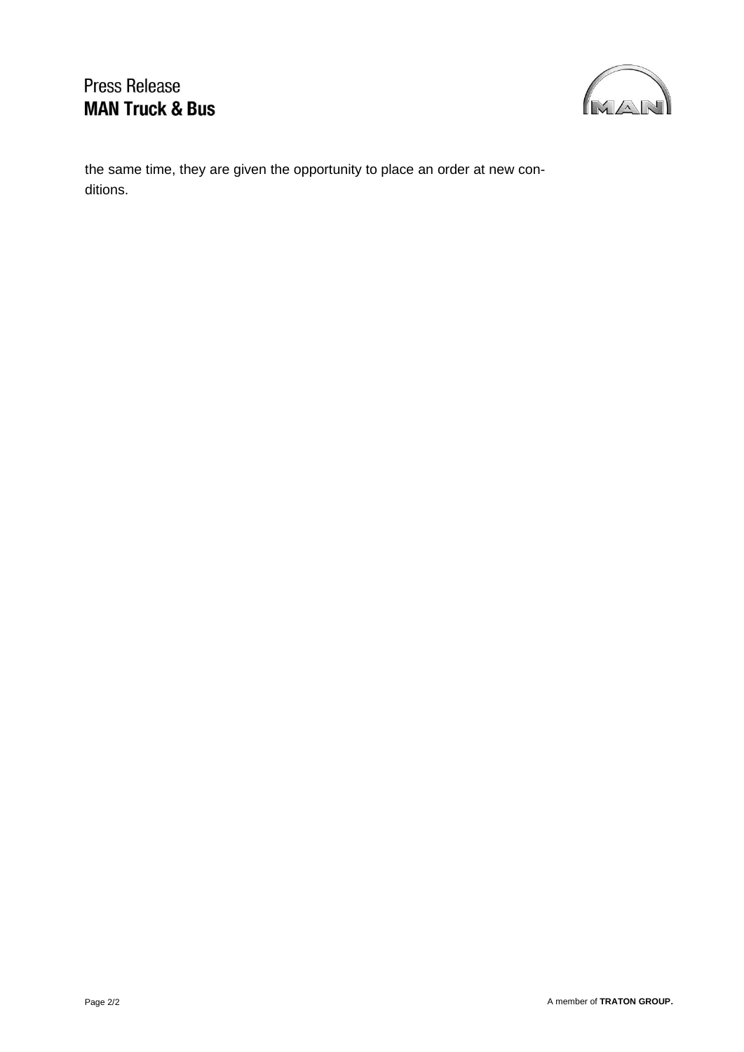the same time, they are given the opportunity to place an order at new conditions.